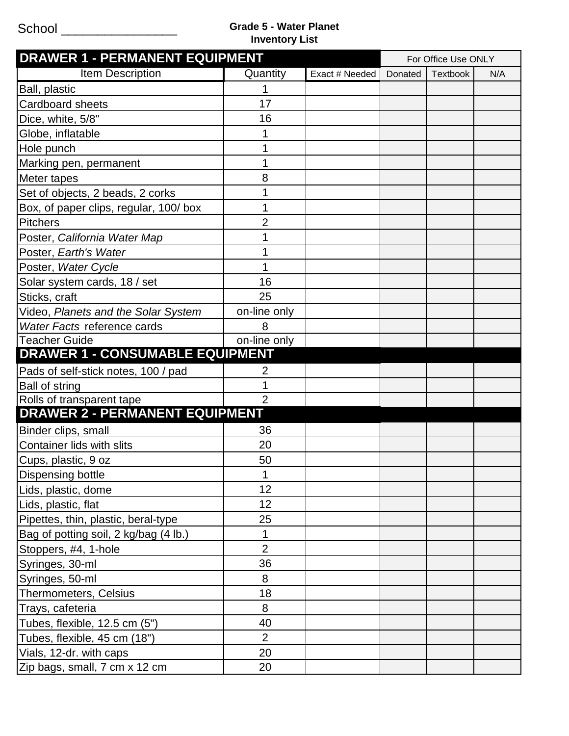School ________________

**Grade 5 - Water Planet**
**Inventory List**

| DRAWER 1 - PERMANENT EQUIPMENT | | | For Office Use ONLY | | |
|---|---|---|---|---|---|
| Item Description | Quantity | Exact # Needed | Donated | Textbook | N/A |
| Ball, plastic | 1 | | | | |
| Cardboard sheets | 17 | | | | |
| Dice, white, 5/8" | 16 | | | | |
| Globe, inflatable | 1 | | | | |
| Hole punch | 1 | | | | |
| Marking pen, permanent | 1 | | | | |
| Meter tapes | 8 | | | | |
| Set of objects, 2 beads, 2 corks | 1 | | | | |
| Box, of paper clips, regular, 100/ box | 1 | | | | |
| Pitchers | 2 | | | | |
| Poster, *California Water Map* | 1 | | | | |
| Poster, *Earth's Water* | 1 | | | | |
| Poster, *Water Cycle* | 1 | | | | |
| Solar system cards, 18 / set | 16 | | | | |
| Sticks, craft | 25 | | | | |
| Video, *Planets and the Solar System* | on-line only | | | | |
| *Water Facts* reference cards | 8 | | | | |
| Teacher Guide | on-line only | | | | |
| **DRAWER 1 - CONSUMABLE EQUIPMENT** | | | | | |
| Pads of self-stick notes, 100 / pad | 2 | | | | |
| Ball of string | 1 | | | | |
| Rolls of transparent tape | 2 | | | | |
| **DRAWER 2 - PERMANENT EQUIPMENT** | | | | | |
| Binder clips, small | 36 | | | | |
| Container lids with slits | 20 | | | | |
| Cups, plastic, 9 oz | 50 | | | | |
| Dispensing bottle | 1 | | | | |
| Lids, plastic, dome | 12 | | | | |
| Lids, plastic, flat | 12 | | | | |
| Pipettes, thin, plastic, beral-type | 25 | | | | |
| Bag of potting soil, 2 kg/bag (4 lb.) | 1 | | | | |
| Stoppers, #4, 1-hole | 2 | | | | |
| Syringes, 30-ml | 36 | | | | |
| Syringes, 50-ml | 8 | | | | |
| Thermometers, Celsius | 18 | | | | |
| Trays, cafeteria | 8 | | | | |
| Tubes, flexible, 12.5 cm (5") | 40 | | | | |
| Tubes, flexible, 45 cm (18") | 2 | | | | |
| Vials, 12-dr. with caps | 20 | | | | |
| Zip bags, small, 7 cm x 12 cm | 20 | | | | |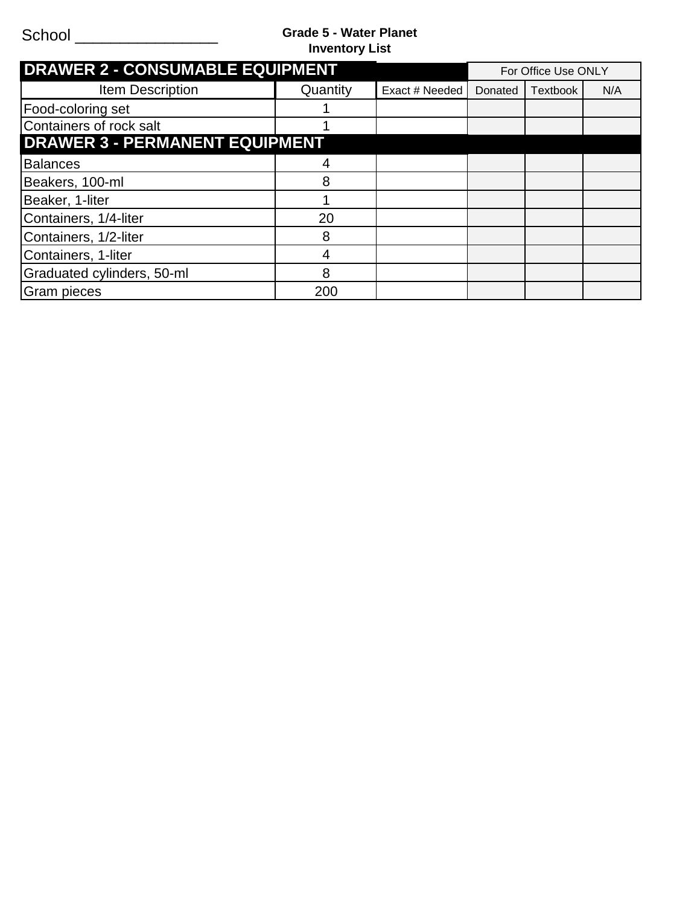School ________________

**Grade 5 - Water Planet**
**Inventory List**

| DRAWER 2 - CONSUMABLE EQUIPMENT | | | For Office Use ONLY | | |
|---|---|---|---|---|---|
| Item Description | Quantity | Exact # Needed | Donated | Textbook | N/A |
| Food-coloring set | 1 | | | | |
| Containers of rock salt | 1 | | | | |
| **DRAWER 3 - PERMANENT EQUIPMENT** | | | | | |
| Balances | 4 | | | | |
| Beakers, 100-ml | 8 | | | | |
| Beaker, 1-liter | 1 | | | | |
| Containers, 1/4-liter | 20 | | | | |
| Containers, 1/2-liter | 8 | | | | |
| Containers, 1-liter | 4 | | | | |
| Graduated cylinders, 50-ml | 8 | | | | |
| Gram pieces | 200 | | | | |